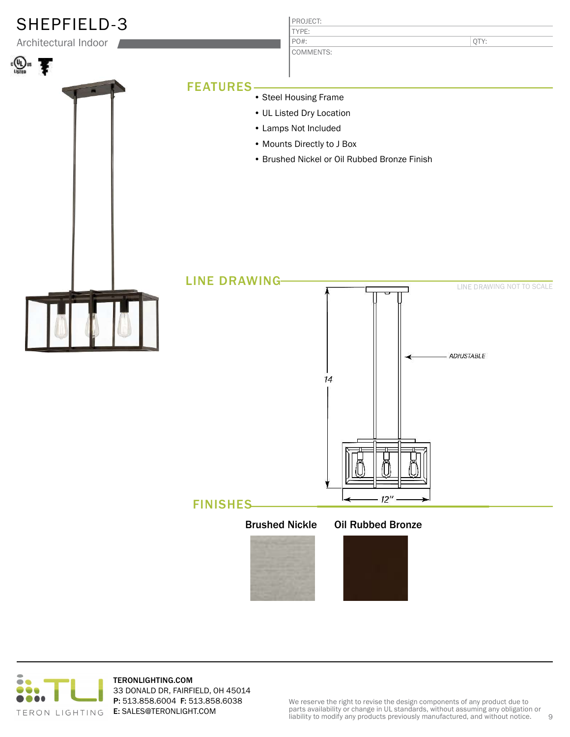# SHEPFIELD-3

Architectural Indoor

| PROJECT: | |
|---|---|
| TYPE: | |
| PO#: | QTY: |
| COMMENTS: | |

## FEATURES

- Steel Housing Frame
- UL Listed Dry Location
- Lamps Not Included
- Mounts Directly to J Box
- Brushed Nickel or Oil Rubbed Bronze Finish

## LINE DRAWING

LINE DRAWING NOT TO SCALE

ADJUSTABLE

14

12"

## FINISHES

**Brushed Nickle** **Oil Rubbed Bronze**

TERONLIGHTING.COM
33 DONALD DR, FAIRFIELD, OH 45014
**P:** 513.858.6004 **F:** 513.858.6038
**E:** SALES@TERONLIGHT.COM

We reserve the right to revise the design components of any product due to parts availability or change in UL standards, without assuming any obligation or liability to modify any products previously manufactured, and without notice.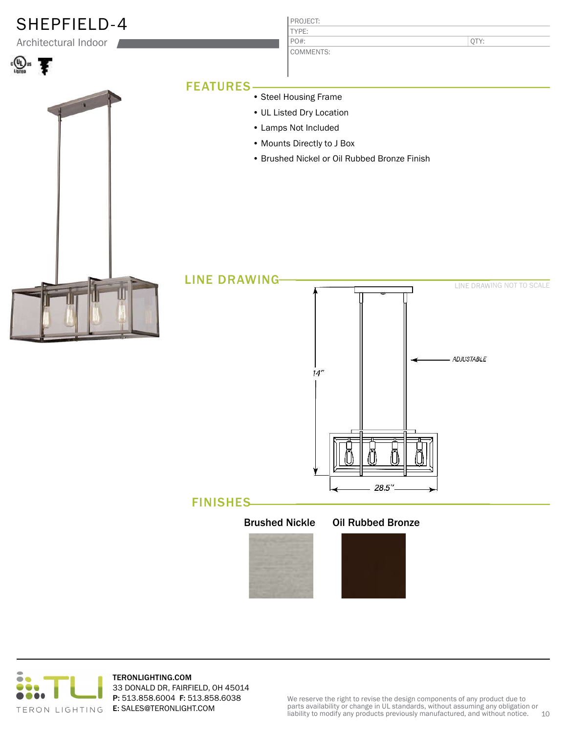# SHEPFIELD-4

Architectural Indoor

| PROJECT: | |
|---|---|
| TYPE: | |
| PO#: | QTY: |
| COMMENTS: | |

## FEATURES

- Steel Housing Frame
- UL Listed Dry Location
- Lamps Not Included
- Mounts Directly to J Box
- Brushed Nickel or Oil Rubbed Bronze Finish

## LINE DRAWING

LINE DRAWING NOT TO SCALE

ADJUSTABLE

14"

28.5"

## FINISHES

**Brushed Nickle** **Oil Rubbed Bronze**

**TERONLIGHTING.COM**
33 DONALD DR, FAIRFIELD, OH 45014
**P:** 513.858.6004 **F:** 513.858.6038
**E:** SALES@TERONLIGHT.COM

We reserve the right to revise the design components of any product due to parts availability or change in UL standards, without assuming any obligation or liability to modify any products previously manufactured, and without notice.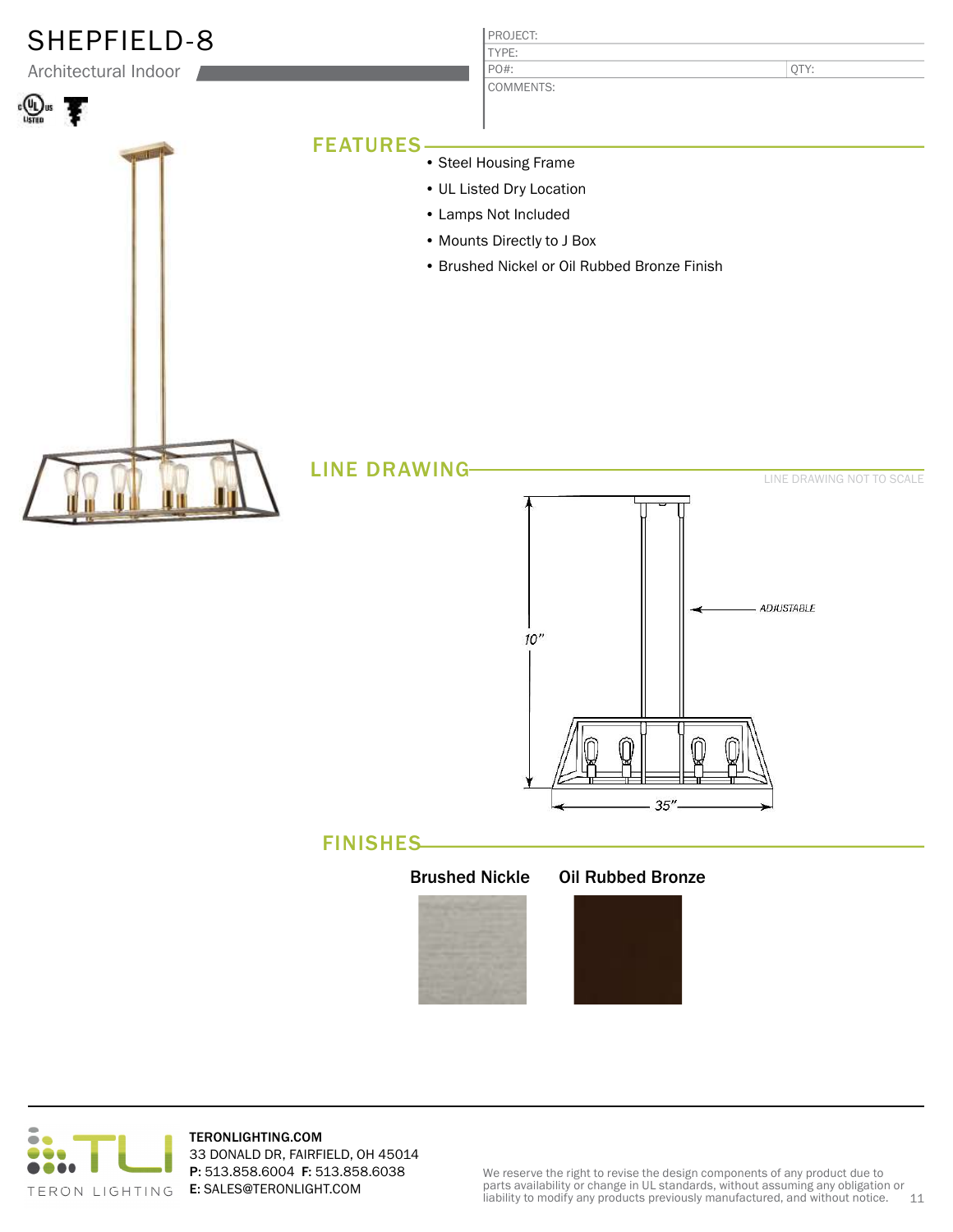# SHEPFIELD-8

Architectural Indoor

| PROJECT: | |
|---|---|
| TYPE: | |
| PO#: | QTY: |
| COMMENTS: | |

## FEATURES

- Steel Housing Frame
- UL Listed Dry Location
- Lamps Not Included
- Mounts Directly to J Box
- Brushed Nickel or Oil Rubbed Bronze Finish

## LINE DRAWING

LINE DRAWING NOT TO SCALE

ADJUSTABLE

10"

35"

## FINISHES

**Brushed Nickle** **Oil Rubbed Bronze**

TERON LIGHTING

**TERONLIGHTING.COM**
33 DONALD DR, FAIRFIELD, OH 45014
**P:** 513.858.6004 **F:** 513.858.6038
**E:** SALES@TERONLIGHT.COM

We reserve the right to revise the design components of any product due to parts availability or change in UL standards, without assuming any obligation or liability to modify any products previously manufactured, and without notice.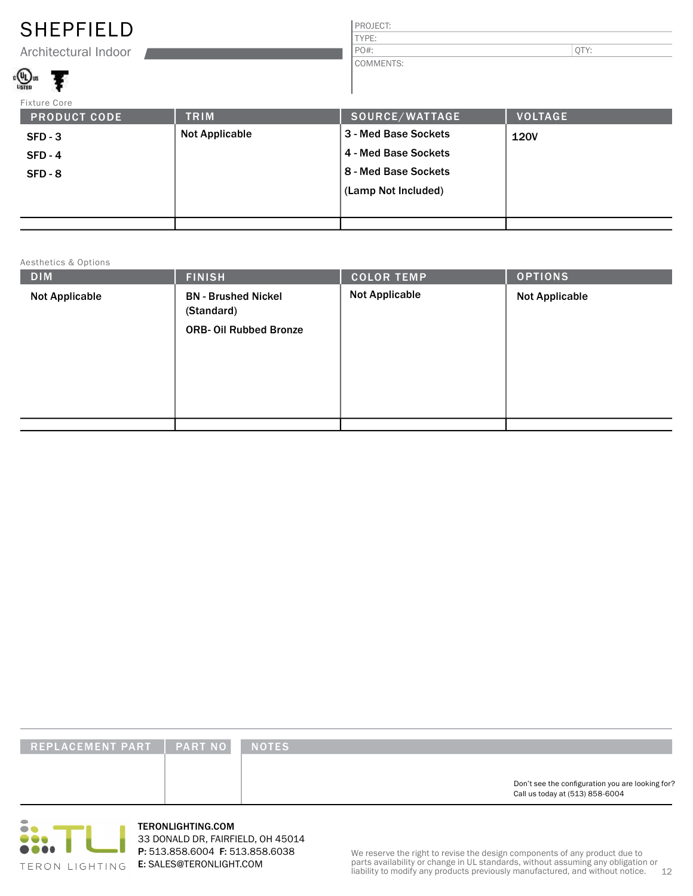# SHEPFIELD

Architectual Indoor

| PROJECT: | |
|---|---|
| TYPE: | |
| PO#: | QTY: |
| COMMENTS: | |

Fixture Core

| PRODUCT CODE | TRIM | SOURCE/WATTAGE | VOLTAGE |
|---|---|---|---|
| SFD - 3<br>SFD - 4<br>SFD - 8 | Not Applicable | 3 - Med Base Sockets<br>4 - Med Base Sockets<br>8 - Med Base Sockets<br>(Lamp Not Included) | 120V |

Aesthetics & Options

| DIM | FINISH | COLOR TEMP | OPTIONS |
|---|---|---|---|
| Not Applicable | BN - Brushed Nickel (Standard)<br>ORB- Oil Rubbed Bronze | Not Applicable | Not Applicable |

| REPLACEMENT PART | PART NO | NOTES |
|---|---|---|
| | | Don't see the configuration you are looking for? Call us today at (513) 858-6004 |

TERON LIGHTING

**TERONLIGHTING.COM**
33 DONALD DR, FAIRFIELD, OH 45014
**P:** 513.858.6004 **F:** 513.858.6038
**E:** SALES@TERONLIGHT.COM

We reserve the right to revise the design components of any product due to parts availability or change in UL standards, without assuming any obligation or liability to modify any products previously manufactured, and without notice.